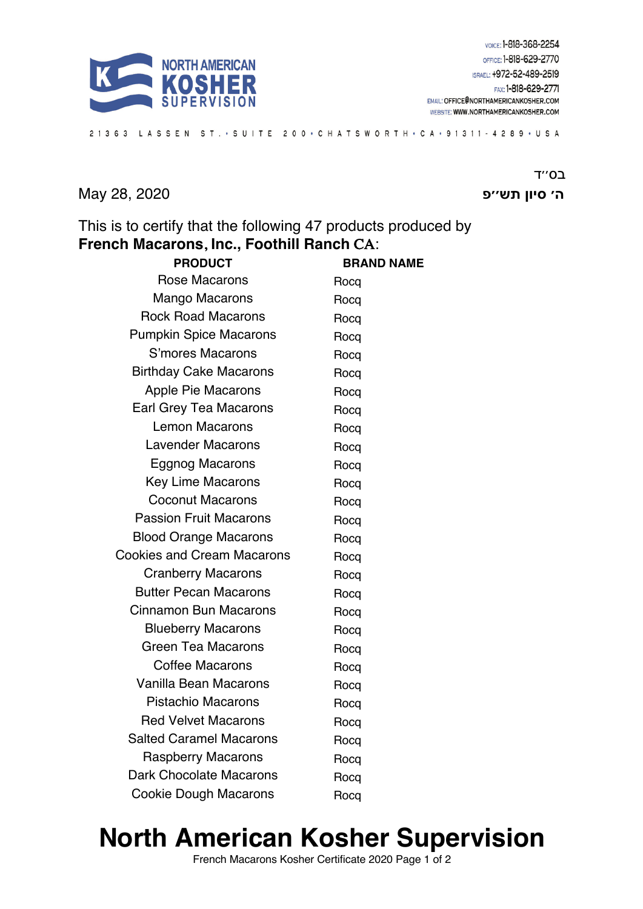NORTH AMERICAN KOSHER SUPERVISION

VOICE: 1-818-368-2254
OFFICE: 1-818-629-2770
ISRAEL: +972-52-489-2519
FAX: 1-818-629-2771
EMAIL: OFFICE@NORTHAMERICANKOSHER.COM
WEBSITE: WWW.NORTHAMERICANKOSHER.COM

21363 LASSEN ST. • SUITE 200 • CHATSWORTH • CA • 91311-4289 • USA

בס״ד

May 28, 2020

ה׳ סיון תש״פ

This is to certify that the following 47 products produced by
**French Macarons, Inc., Foothill Ranch CA**:

| PRODUCT | BRAND NAME |
|---|---|
| Rose Macarons | Rocq |
| Mango Macarons | Rocq |
| Rock Road Macarons | Rocq |
| Pumpkin Spice Macarons | Rocq |
| S'mores Macarons | Rocq |
| Birthday Cake Macarons | Rocq |
| Apple Pie Macarons | Rocq |
| Earl Grey Tea Macarons | Rocq |
| Lemon Macarons | Rocq |
| Lavender Macarons | Rocq |
| Eggnog Macarons | Rocq |
| Key Lime Macarons | Rocq |
| Coconut Macarons | Rocq |
| Passion Fruit Macarons | Rocq |
| Blood Orange Macarons | Rocq |
| Cookies and Cream Macarons | Rocq |
| Cranberry Macarons | Rocq |
| Butter Pecan Macarons | Rocq |
| Cinnamon Bun Macarons | Rocq |
| Blueberry Macarons | Rocq |
| Green Tea Macarons | Rocq |
| Coffee Macarons | Rocq |
| Vanilla Bean Macarons | Rocq |
| Pistachio Macarons | Rocq |
| Red Velvet Macarons | Rocq |
| Salted Caramel Macarons | Rocq |
| Raspberry Macarons | Rocq |
| Dark Chocolate Macarons | Rocq |
| Cookie Dough Macarons | Rocq |

# North American Kosher Supervision

French Macarons Kosher Certificate 2020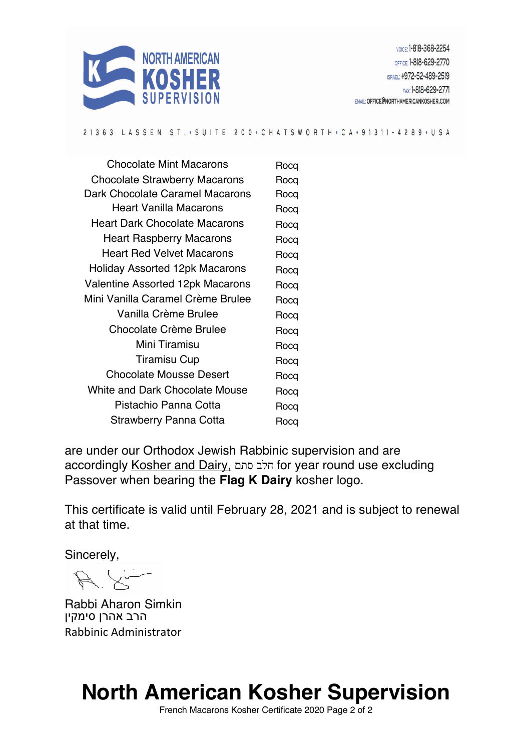NORTH AMERICAN KOSHER SUPERVISION

VOICE: 1-818-368-2254
OFFICE: 1-818-629-2770
ISRAEL: +972-52-489-2519
FAX: 1-818-629-2771
EMAIL: OFFICE@NORTHAMERICANKOSHER.COM

21363 LASSEN ST. • SUITE 200 • CHATSWORTH • CA • 91311-4289 • USA

| | |
|---|---|
| Chocolate Mint Macarons | Rocq |
| Chocolate Strawberry Macarons | Rocq |
| Dark Chocolate Caramel Macarons | Rocq |
| Heart Vanilla Macarons | Rocq |
| Heart Dark Chocolate Macarons | Rocq |
| Heart Raspberry Macarons | Rocq |
| Heart Red Velvet Macarons | Rocq |
| Holiday Assorted 12pk Macarons | Rocq |
| Valentine Assorted 12pk Macarons | Rocq |
| Mini Vanilla Caramel Crème Brulee | Rocq |
| Vanilla Crème Brulee | Rocq |
| Chocolate Crème Brulee | Rocq |
| Mini Tiramisu | Rocq |
| Tiramisu Cup | Rocq |
| Chocolate Mousse Desert | Rocq |
| White and Dark Chocolate Mouse | Rocq |
| Pistachio Panna Cotta | Rocq |
| Strawberry Panna Cotta | Rocq |

are under our Orthodox Jewish Rabbinic supervision and are accordingly Kosher and Dairy, חלב סתם for year round use excluding Passover when bearing the **Flag K Dairy** kosher logo.

This certificate is valid until February 28, 2021 and is subject to renewal at that time.

Sincerely,

Rabbi Aharon Simkin
הרב אהרן סימקין
Rabbinic Administrator

# North American Kosher Supervision

French Macarons Kosher Certificate 2020